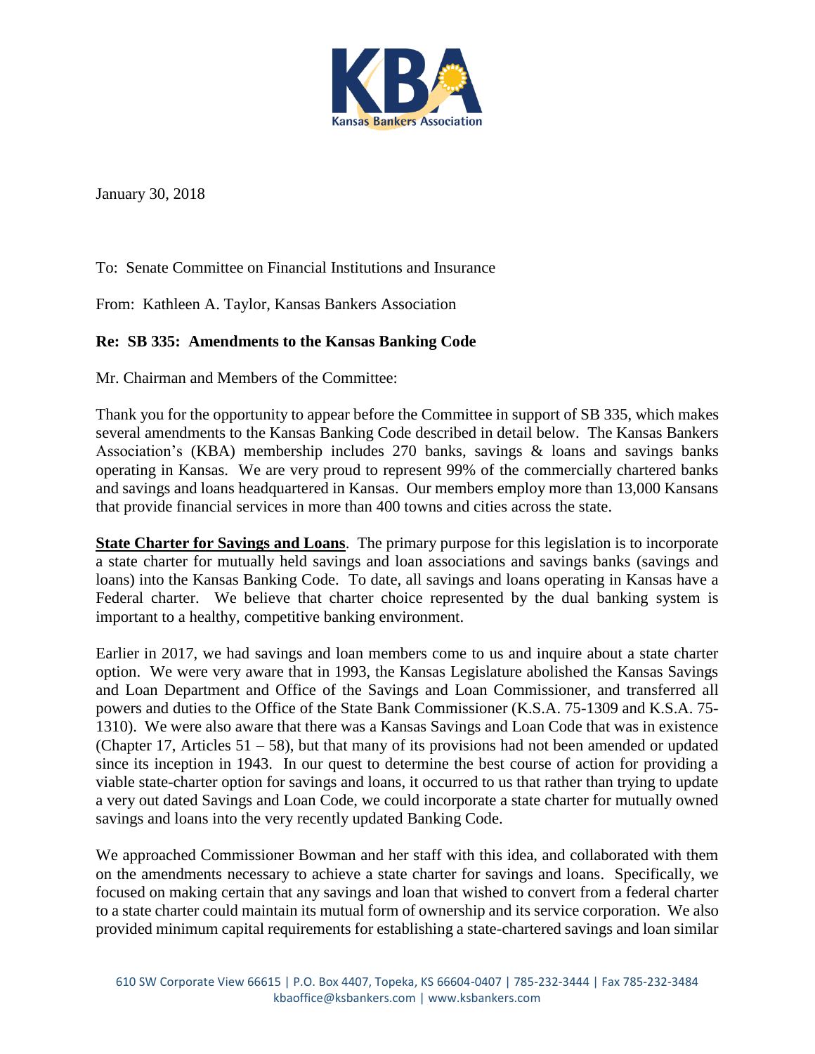January 30, 2018

To: Senate Committee on Financial Institutions and Insurance

From: Kathleen A. Taylor, Kansas Bankers Association

**Re: SB 335: Amendments to the Kansas Banking Code**

Mr. Chairman and Members of the Committee:

Thank you for the opportunity to appear before the Committee in support of SB 335, which makes several amendments to the Kansas Banking Code described in detail below. The Kansas Bankers Association's (KBA) membership includes 270 banks, savings & loans and savings banks operating in Kansas. We are very proud to represent 99% of the commercially chartered banks and savings and loans headquartered in Kansas. Our members employ more than 13,000 Kansans that provide financial services in more than 400 towns and cities across the state.

**State Charter for Savings and Loans**. The primary purpose for this legislation is to incorporate a state charter for mutually held savings and loan associations and savings banks (savings and loans) into the Kansas Banking Code. To date, all savings and loans operating in Kansas have a Federal charter. We believe that charter choice represented by the dual banking system is important to a healthy, competitive banking environment.

Earlier in 2017, we had savings and loan members come to us and inquire about a state charter option. We were very aware that in 1993, the Kansas Legislature abolished the Kansas Savings and Loan Department and Office of the Savings and Loan Commissioner, and transferred all powers and duties to the Office of the State Bank Commissioner (K.S.A. 75-1309 and K.S.A. 75-1310). We were also aware that there was a Kansas Savings and Loan Code that was in existence (Chapter 17, Articles 51 – 58), but that many of its provisions had not been amended or updated since its inception in 1943. In our quest to determine the best course of action for providing a viable state-charter option for savings and loans, it occurred to us that rather than trying to update a very out dated Savings and Loan Code, we could incorporate a state charter for mutually owned savings and loans into the very recently updated Banking Code.

We approached Commissioner Bowman and her staff with this idea, and collaborated with them on the amendments necessary to achieve a state charter for savings and loans. Specifically, we focused on making certain that any savings and loan that wished to convert from a federal charter to a state charter could maintain its mutual form of ownership and its service corporation. We also provided minimum capital requirements for establishing a state-chartered savings and loan similar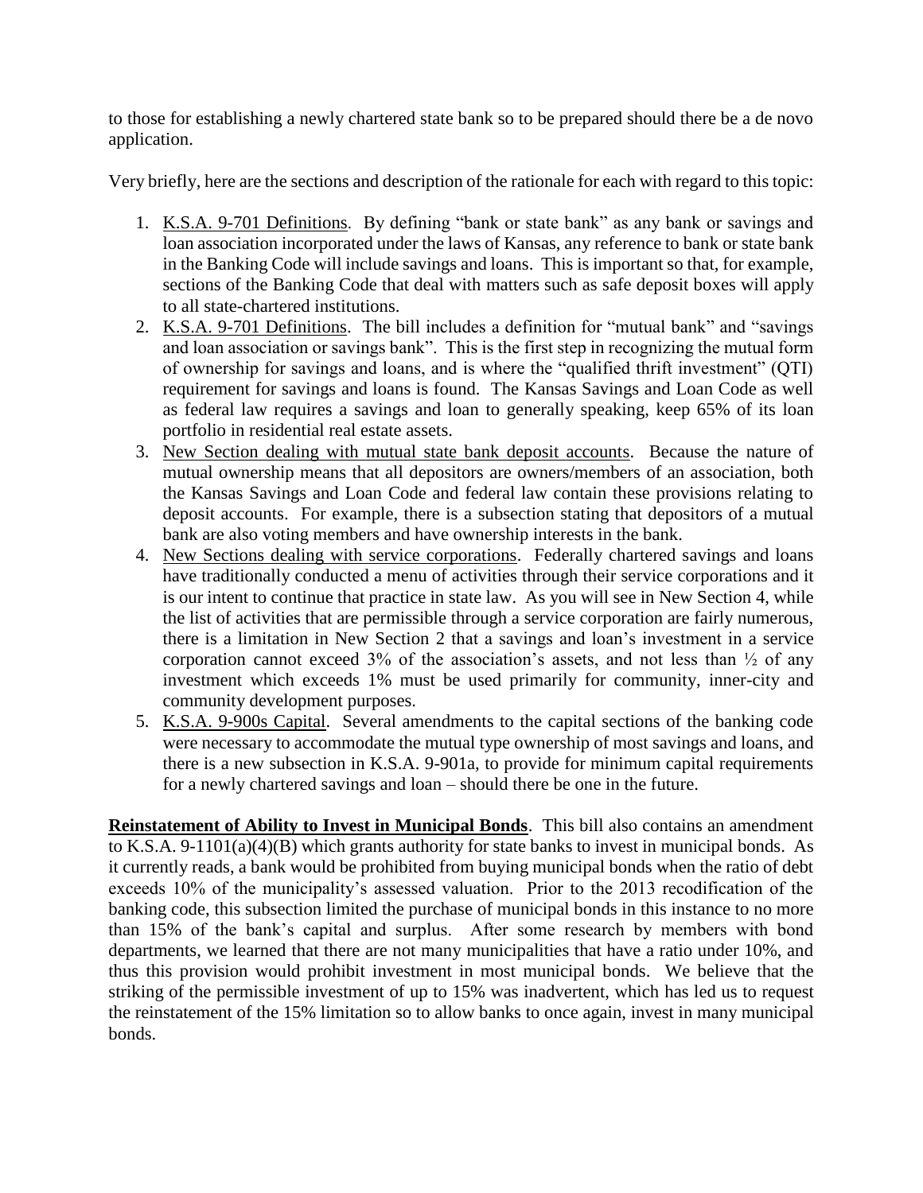to those for establishing a newly chartered state bank so to be prepared should there be a de novo application.

Very briefly, here are the sections and description of the rationale for each with regard to this topic:

1. K.S.A. 9-701 Definitions. By defining "bank or state bank" as any bank or savings and loan association incorporated under the laws of Kansas, any reference to bank or state bank in the Banking Code will include savings and loans. This is important so that, for example, sections of the Banking Code that deal with matters such as safe deposit boxes will apply to all state-chartered institutions.
2. K.S.A. 9-701 Definitions. The bill includes a definition for "mutual bank" and "savings and loan association or savings bank". This is the first step in recognizing the mutual form of ownership for savings and loans, and is where the "qualified thrift investment" (QTI) requirement for savings and loans is found. The Kansas Savings and Loan Code as well as federal law requires a savings and loan to generally speaking, keep 65% of its loan portfolio in residential real estate assets.
3. New Section dealing with mutual state bank deposit accounts. Because the nature of mutual ownership means that all depositors are owners/members of an association, both the Kansas Savings and Loan Code and federal law contain these provisions relating to deposit accounts. For example, there is a subsection stating that depositors of a mutual bank are also voting members and have ownership interests in the bank.
4. New Sections dealing with service corporations. Federally chartered savings and loans have traditionally conducted a menu of activities through their service corporations and it is our intent to continue that practice in state law. As you will see in New Section 4, while the list of activities that are permissible through a service corporation are fairly numerous, there is a limitation in New Section 2 that a savings and loan's investment in a service corporation cannot exceed 3% of the association's assets, and not less than ½ of any investment which exceeds 1% must be used primarily for community, inner-city and community development purposes.
5. K.S.A. 9-900s Capital. Several amendments to the capital sections of the banking code were necessary to accommodate the mutual type ownership of most savings and loans, and there is a new subsection in K.S.A. 9-901a, to provide for minimum capital requirements for a newly chartered savings and loan – should there be one in the future.

**Reinstatement of Ability to Invest in Municipal Bonds**. This bill also contains an amendment to K.S.A. 9-1101(a)(4)(B) which grants authority for state banks to invest in municipal bonds. As it currently reads, a bank would be prohibited from buying municipal bonds when the ratio of debt exceeds 10% of the municipality's assessed valuation. Prior to the 2013 recodification of the banking code, this subsection limited the purchase of municipal bonds in this instance to no more than 15% of the bank's capital and surplus. After some research by members with bond departments, we learned that there are not many municipalities that have a ratio under 10%, and thus this provision would prohibit investment in most municipal bonds. We believe that the striking of the permissible investment of up to 15% was inadvertent, which has led us to request the reinstatement of the 15% limitation so to allow banks to once again, invest in many municipal bonds.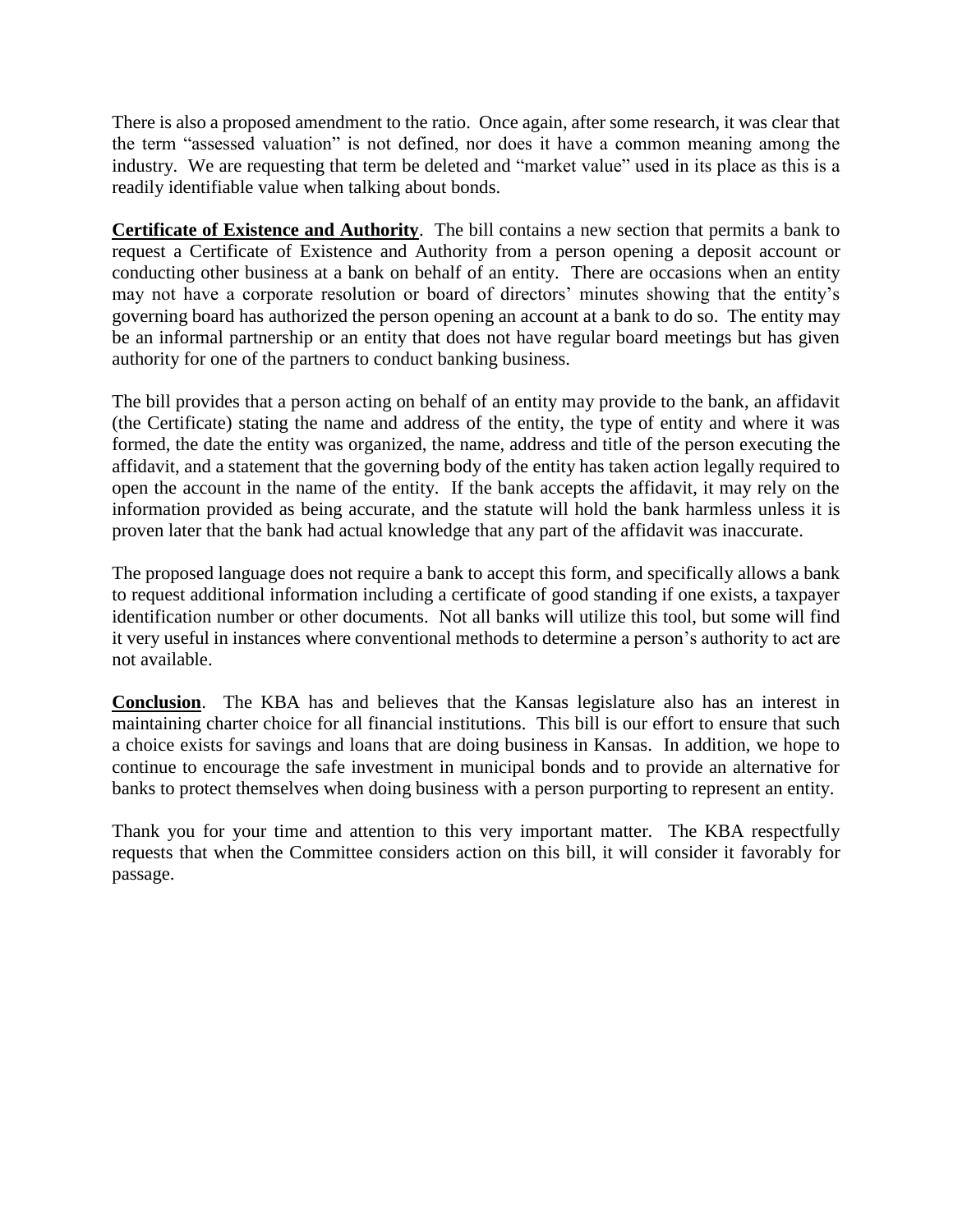There is also a proposed amendment to the ratio. Once again, after some research, it was clear that the term "assessed valuation" is not defined, nor does it have a common meaning among the industry. We are requesting that term be deleted and "market value" used in its place as this is a readily identifiable value when talking about bonds.

**Certificate of Existence and Authority**. The bill contains a new section that permits a bank to request a Certificate of Existence and Authority from a person opening a deposit account or conducting other business at a bank on behalf of an entity. There are occasions when an entity may not have a corporate resolution or board of directors' minutes showing that the entity's governing board has authorized the person opening an account at a bank to do so. The entity may be an informal partnership or an entity that does not have regular board meetings but has given authority for one of the partners to conduct banking business.

The bill provides that a person acting on behalf of an entity may provide to the bank, an affidavit (the Certificate) stating the name and address of the entity, the type of entity and where it was formed, the date the entity was organized, the name, address and title of the person executing the affidavit, and a statement that the governing body of the entity has taken action legally required to open the account in the name of the entity. If the bank accepts the affidavit, it may rely on the information provided as being accurate, and the statute will hold the bank harmless unless it is proven later that the bank had actual knowledge that any part of the affidavit was inaccurate.

The proposed language does not require a bank to accept this form, and specifically allows a bank to request additional information including a certificate of good standing if one exists, a taxpayer identification number or other documents. Not all banks will utilize this tool, but some will find it very useful in instances where conventional methods to determine a person's authority to act are not available.

**Conclusion**. The KBA has and believes that the Kansas legislature also has an interest in maintaining charter choice for all financial institutions. This bill is our effort to ensure that such a choice exists for savings and loans that are doing business in Kansas. In addition, we hope to continue to encourage the safe investment in municipal bonds and to provide an alternative for banks to protect themselves when doing business with a person purporting to represent an entity.

Thank you for your time and attention to this very important matter. The KBA respectfully requests that when the Committee considers action on this bill, it will consider it favorably for passage.